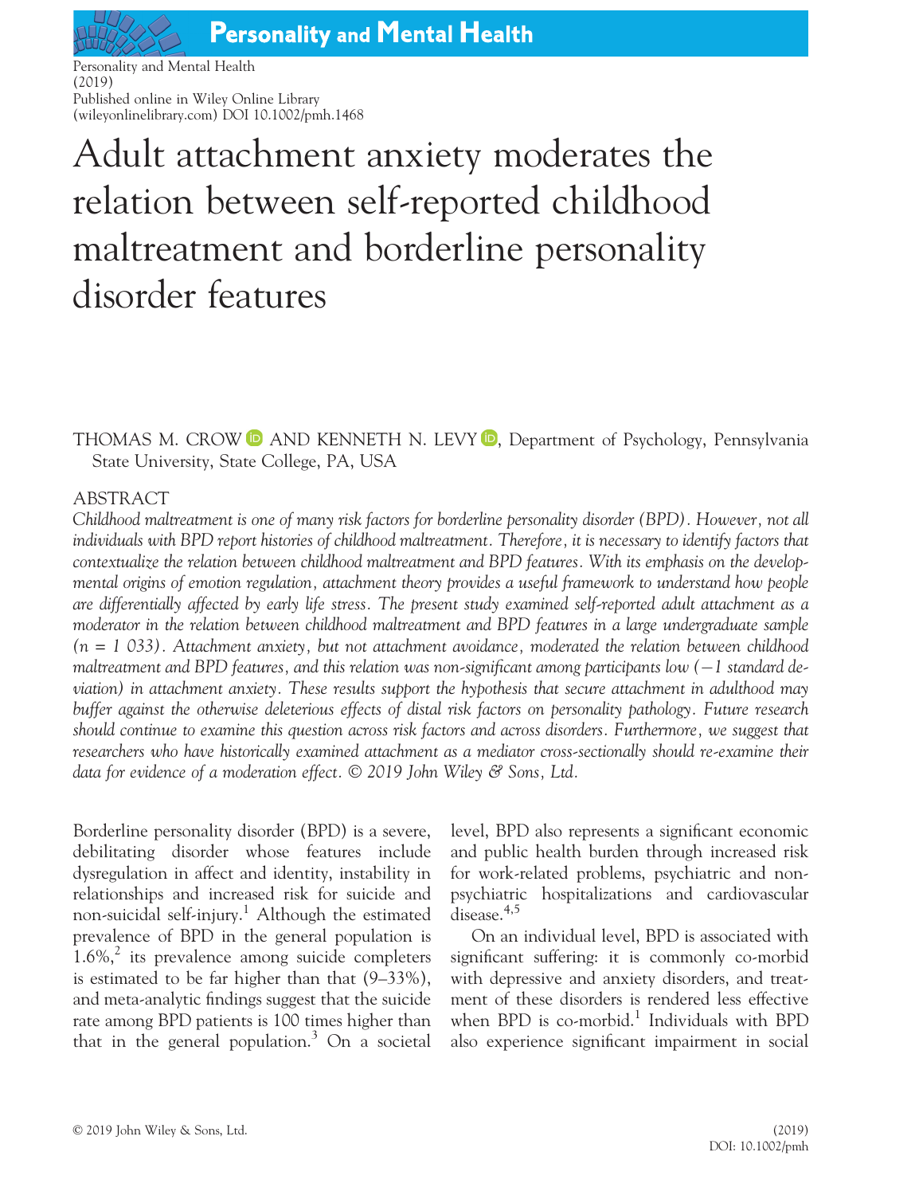# Adult attachment anxiety moderates the relation between self-reported childhood maltreatment and borderline personality disorder features

THOMAS M. CROW AND KENNETH N. LEVY, Department of Psychology, Pennsylvania State University, State College, PA, USA

## ABSTRACT

*Childhood maltreatment is one of many risk factors for borderline personality disorder (BPD). However, not all individuals with BPD report histories of childhood maltreatment. Therefore, it is necessary to identify factors that contextualize the relation between childhood maltreatment and BPD features. With its emphasis on the developmental origins of emotion regulation, attachment theory provides a useful framework to understand how people are differentially affected by early life stress. The present study examined self-reported adult attachment as a moderator in the relation between childhood maltreatment and BPD features in a large undergraduate sample (n = 1 033). Attachment anxiety, but not attachment avoidance, moderated the relation between childhood maltreatment and BPD features, and this relation was non-significant among participants low (−1 standard deviation) in attachment anxiety. These results support the hypothesis that secure attachment in adulthood may buffer against the otherwise deleterious effects of distal risk factors on personality pathology. Future research should continue to examine this question across risk factors and across disorders. Furthermore, we suggest that researchers who have historically examined attachment as a mediator cross-sectionally should re-examine their data for evidence of a moderation effect. © 2019 John Wiley & Sons, Ltd.*

Borderline personality disorder (BPD) is a severe, debilitating disorder whose features include dysregulation in affect and identity, instability in relationships and increased risk for suicide and non-suicidal self-injury.[1] Although the estimated prevalence of BPD in the general population is 1.6%,[2] its prevalence among suicide completers is estimated to be far higher than that (9–33%), and meta-analytic findings suggest that the suicide rate among BPD patients is 100 times higher than that in the general population.[3] On a societal level, BPD also represents a significant economic and public health burden through increased risk for work-related problems, psychiatric and non-psychiatric hospitalizations and cardiovascular disease.[4,5]

On an individual level, BPD is associated with significant suffering: it is commonly co-morbid with depressive and anxiety disorders, and treatment of these disorders is rendered less effective when BPD is co-morbid.[1] Individuals with BPD also experience significant impairment in social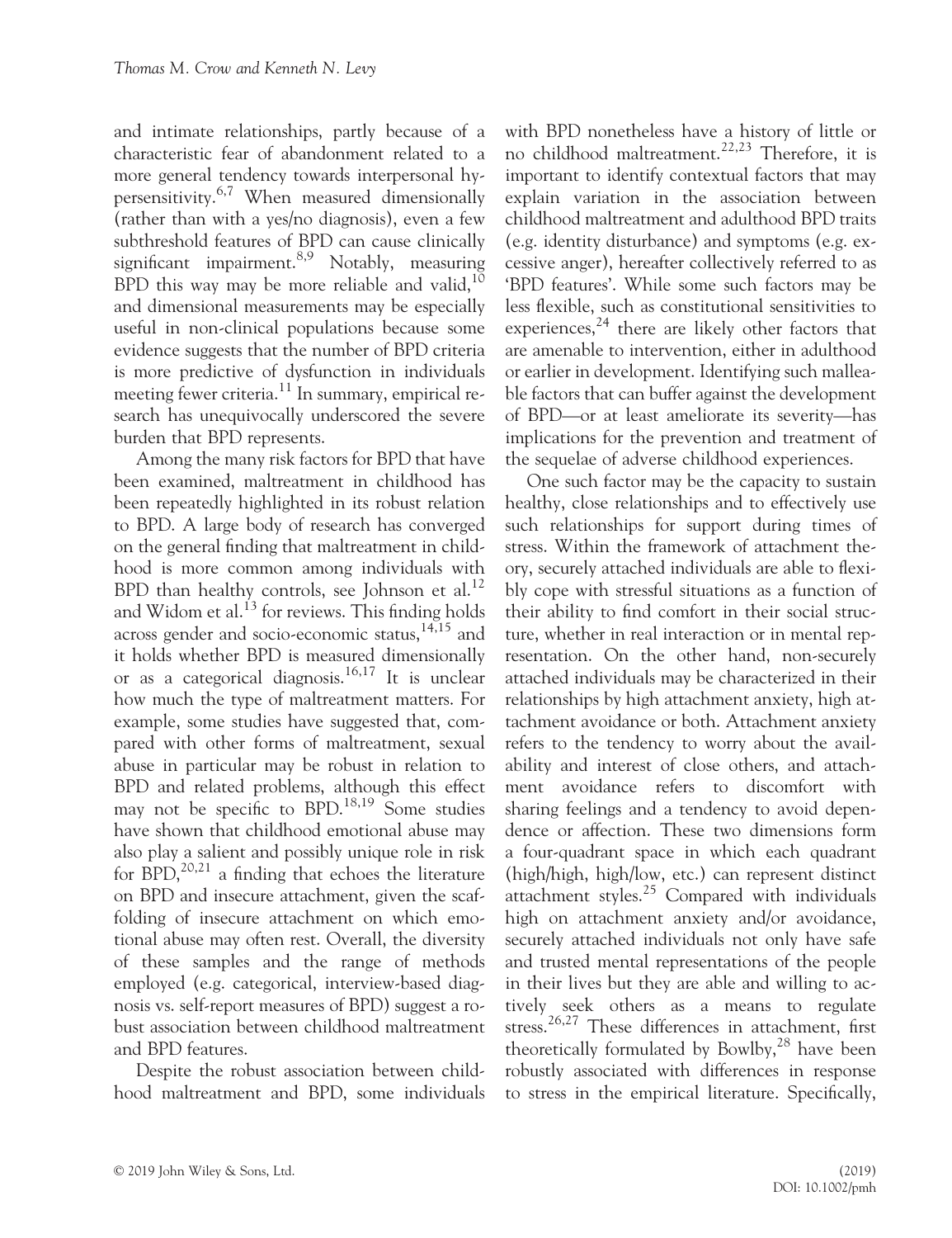and intimate relationships, partly because of a characteristic fear of abandonment related to a more general tendency towards interpersonal hypersensitivity.[6,7] When measured dimensionally (rather than with a yes/no diagnosis), even a few subthreshold features of BPD can cause clinically significant impairment.[8,9] Notably, measuring BPD this way may be more reliable and valid,[10] and dimensional measurements may be especially useful in non-clinical populations because some evidence suggests that the number of BPD criteria is more predictive of dysfunction in individuals meeting fewer criteria.[11] In summary, empirical research has unequivocally underscored the severe burden that BPD represents.

Among the many risk factors for BPD that have been examined, maltreatment in childhood has been repeatedly highlighted in its robust relation to BPD. A large body of research has converged on the general finding that maltreatment in childhood is more common among individuals with BPD than healthy controls, see Johnson et al.[12] and Widom et al.[13] for reviews. This finding holds across gender and socio-economic status,[14,15] and it holds whether BPD is measured dimensionally or as a categorical diagnosis.[16,17] It is unclear how much the type of maltreatment matters. For example, some studies have suggested that, compared with other forms of maltreatment, sexual abuse in particular may be robust in relation to BPD and related problems, although this effect may not be specific to BPD.[18,19] Some studies have shown that childhood emotional abuse may also play a salient and possibly unique role in risk for BPD,[20,21] a finding that echoes the literature on BPD and insecure attachment, given the scaffolding of insecure attachment on which emotional abuse may often rest. Overall, the diversity of these samples and the range of methods employed (e.g. categorical, interview-based diagnosis vs. self-report measures of BPD) suggest a robust association between childhood maltreatment and BPD features.

Despite the robust association between childhood maltreatment and BPD, some individuals with BPD nonetheless have a history of little or no childhood maltreatment.[22,23] Therefore, it is important to identify contextual factors that may explain variation in the association between childhood maltreatment and adulthood BPD traits (e.g. identity disturbance) and symptoms (e.g. excessive anger), hereafter collectively referred to as 'BPD features'. While some such factors may be less flexible, such as constitutional sensitivities to experiences,[24] there are likely other factors that are amenable to intervention, either in adulthood or earlier in development. Identifying such malleable factors that can buffer against the development of BPD—or at least ameliorate its severity—has implications for the prevention and treatment of the sequelae of adverse childhood experiences.

One such factor may be the capacity to sustain healthy, close relationships and to effectively use such relationships for support during times of stress. Within the framework of attachment theory, securely attached individuals are able to flexibly cope with stressful situations as a function of their ability to find comfort in their social structure, whether in real interaction or in mental representation. On the other hand, non-securely attached individuals may be characterized in their relationships by high attachment anxiety, high attachment avoidance or both. Attachment anxiety refers to the tendency to worry about the availability and interest of close others, and attachment avoidance refers to discomfort with sharing feelings and a tendency to avoid dependence or affection. These two dimensions form a four-quadrant space in which each quadrant (high/high, high/low, etc.) can represent distinct attachment styles.[25] Compared with individuals high on attachment anxiety and/or avoidance, securely attached individuals not only have safe and trusted mental representations of the people in their lives but they are able and willing to actively seek others as a means to regulate stress.[26,27] These differences in attachment, first theoretically formulated by Bowlby,[28] have been robustly associated with differences in response to stress in the empirical literature. Specifically,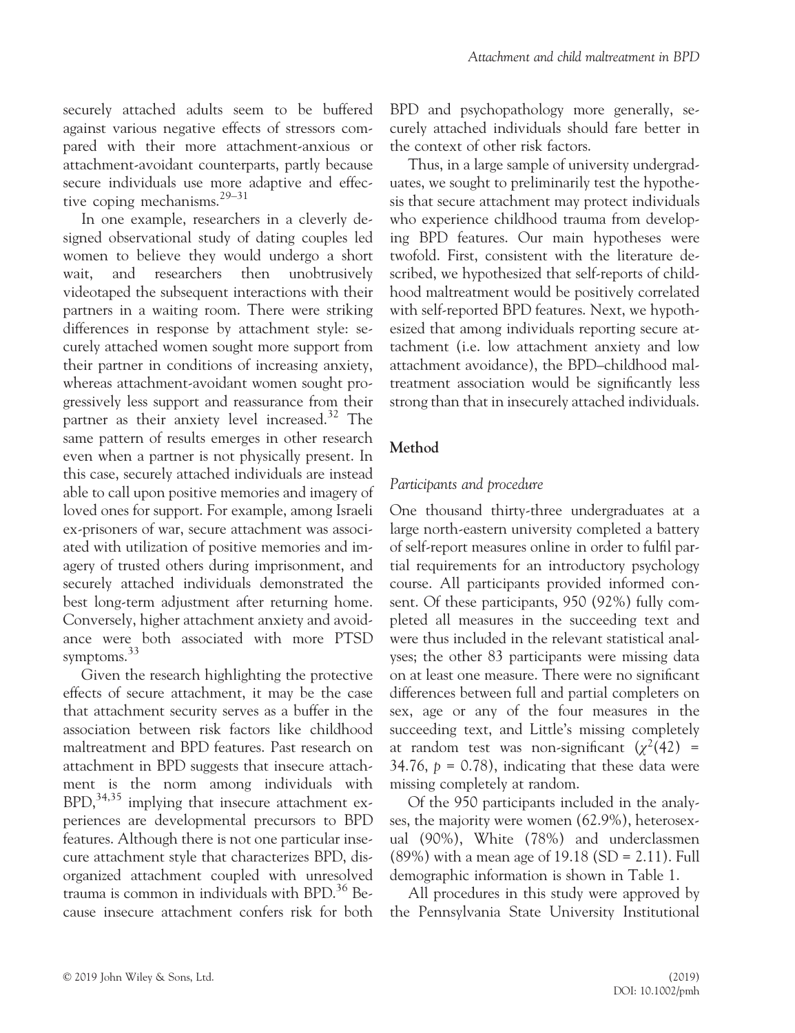securely attached adults seem to be buffered against various negative effects of stressors compared with their more attachment-anxious or attachment-avoidant counterparts, partly because secure individuals use more adaptive and effective coping mechanisms.[29–31]

In one example, researchers in a cleverly designed observational study of dating couples led women to believe they would undergo a short wait, and researchers then unobtrusively videotaped the subsequent interactions with their partners in a waiting room. There were striking differences in response by attachment style: securely attached women sought more support from their partner in conditions of increasing anxiety, whereas attachment-avoidant women sought progressively less support and reassurance from their partner as their anxiety level increased.[32] The same pattern of results emerges in other research even when a partner is not physically present. In this case, securely attached individuals are instead able to call upon positive memories and imagery of loved ones for support. For example, among Israeli ex-prisoners of war, secure attachment was associated with utilization of positive memories and imagery of trusted others during imprisonment, and securely attached individuals demonstrated the best long-term adjustment after returning home. Conversely, higher attachment anxiety and avoidance were both associated with more PTSD symptoms.[33]

Given the research highlighting the protective effects of secure attachment, it may be the case that attachment security serves as a buffer in the association between risk factors like childhood maltreatment and BPD features. Past research on attachment in BPD suggests that insecure attachment is the norm among individuals with BPD,[34,35] implying that insecure attachment experiences are developmental precursors to BPD features. Although there is not one particular insecure attachment style that characterizes BPD, disorganized attachment coupled with unresolved trauma is common in individuals with BPD.[36] Because insecure attachment confers risk for both BPD and psychopathology more generally, securely attached individuals should fare better in the context of other risk factors.

Thus, in a large sample of university undergraduates, we sought to preliminarily test the hypothesis that secure attachment may protect individuals who experience childhood trauma from developing BPD features. Our main hypotheses were twofold. First, consistent with the literature described, we hypothesized that self-reports of childhood maltreatment would be positively correlated with self-reported BPD features. Next, we hypothesized that among individuals reporting secure attachment (i.e. low attachment anxiety and low attachment avoidance), the BPD–childhood maltreatment association would be significantly less strong than that in insecurely attached individuals.

## Method

### *Participants and procedure*

One thousand thirty-three undergraduates at a large north-eastern university completed a battery of self-report measures online in order to fulfil partial requirements for an introductory psychology course. All participants provided informed consent. Of these participants, 950 (92%) fully completed all measures in the succeeding text and were thus included in the relevant statistical analyses; the other 83 participants were missing data on at least one measure. There were no significant differences between full and partial completers on sex, age or any of the four measures in the succeeding text, and Little's missing completely at random test was non-significant ($\chi^2(42)$ = 34.76, $p$ = 0.78), indicating that these data were missing completely at random.

Of the 950 participants included in the analyses, the majority were women (62.9%), heterosexual (90%), White (78%) and underclassmen (89%) with a mean age of 19.18 (SD = 2.11). Full demographic information is shown in Table 1.

All procedures in this study were approved by the Pennsylvania State University Institutional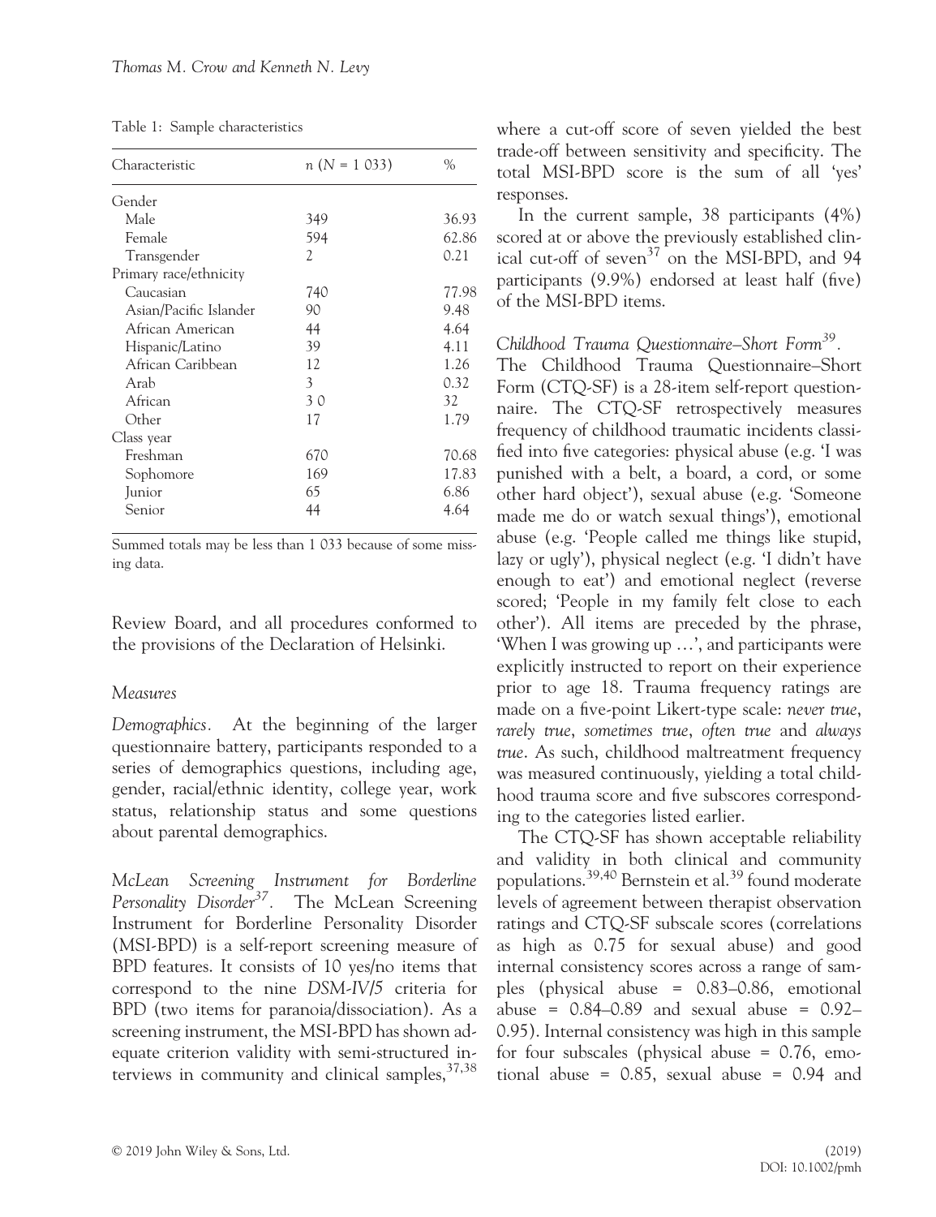Table 1: Sample characteristics

| Characteristic | n (N = 1 033) | % |
|---|---|---|
| Gender | | |
| Male | 349 | 36.93 |
| Female | 594 | 62.86 |
| Transgender | 2 | 0.21 |
| Primary race/ethnicity | | |
| Caucasian | 740 | 77.98 |
| Asian/Pacific Islander | 90 | 9.48 |
| African American | 44 | 4.64 |
| Hispanic/Latino | 39 | 4.11 |
| African Caribbean | 12 | 1.26 |
| Arab | 3 | 0.32 |
| African | 3 0 | 32 |
| Other | 17 | 1.79 |
| Class year | | |
| Freshman | 670 | 70.68 |
| Sophomore | 169 | 17.83 |
| Junior | 65 | 6.86 |
| Senior | 44 | 4.64 |

Summed totals may be less than 1 033 because of some missing data.

Review Board, and all procedures conformed to the provisions of the Declaration of Helsinki.

### *Measures*

*Demographics*. At the beginning of the larger questionnaire battery, participants responded to a series of demographics questions, including age, gender, racial/ethnic identity, college year, work status, relationship status and some questions about parental demographics.

*McLean Screening Instrument for Borderline Personality Disorder*[37]. The McLean Screening Instrument for Borderline Personality Disorder (MSI-BPD) is a self-report screening measure of BPD features. It consists of 10 yes/no items that correspond to the nine *DSM-IV/5* criteria for BPD (two items for paranoia/dissociation). As a screening instrument, the MSI-BPD has shown adequate criterion validity with semi-structured interviews in community and clinical samples,[37,38] where a cut-off score of seven yielded the best trade-off between sensitivity and specificity. The total MSI-BPD score is the sum of all 'yes' responses.

In the current sample, 38 participants (4%) scored at or above the previously established clinical cut-off of seven[37] on the MSI-BPD, and 94 participants (9.9%) endorsed at least half (five) of the MSI-BPD items.

*Childhood Trauma Questionnaire–Short Form*[39]. The Childhood Trauma Questionnaire–Short Form (CTQ-SF) is a 28-item self-report questionnaire. The CTQ-SF retrospectively measures frequency of childhood traumatic incidents classified into five categories: physical abuse (e.g. 'I was punished with a belt, a board, a cord, or some other hard object'), sexual abuse (e.g. 'Someone made me do or watch sexual things'), emotional abuse (e.g. 'People called me things like stupid, lazy or ugly'), physical neglect (e.g. 'I didn't have enough to eat') and emotional neglect (reverse scored; 'People in my family felt close to each other'). All items are preceded by the phrase, 'When I was growing up …', and participants were explicitly instructed to report on their experience prior to age 18. Trauma frequency ratings are made on a five-point Likert-type scale: *never true*, *rarely true*, *sometimes true*, *often true* and *always true*. As such, childhood maltreatment frequency was measured continuously, yielding a total childhood trauma score and five subscores corresponding to the categories listed earlier.

The CTQ-SF has shown acceptable reliability and validity in both clinical and community populations.[39,40] Bernstein et al.[39] found moderate levels of agreement between therapist observation ratings and CTQ-SF subscale scores (correlations as high as 0.75 for sexual abuse) and good internal consistency scores across a range of samples (physical abuse = 0.83–0.86, emotional abuse = 0.84–0.89 and sexual abuse = 0.92–0.95). Internal consistency was high in this sample for four subscales (physical abuse = 0.76, emotional abuse = 0.85, sexual abuse = 0.94 and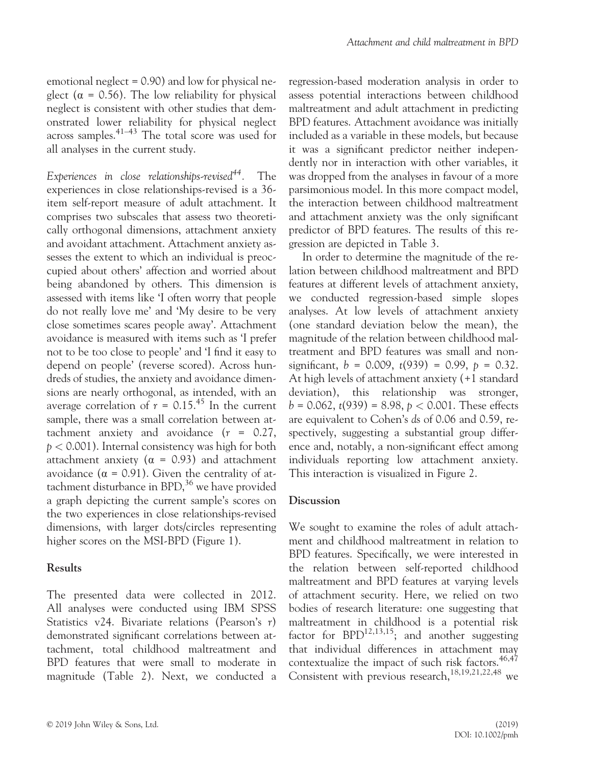emotional neglect = 0.90) and low for physical neglect ($\alpha = 0.56$). The low reliability for physical neglect is consistent with other studies that demonstrated lower reliability for physical neglect across samples.[41–43] The total score was used for all analyses in the current study.

*Experiences in close relationships-revised[44].* The experiences in close relationships-revised is a 36-item self-report measure of adult attachment. It comprises two subscales that assess two theoretically orthogonal dimensions, attachment anxiety and avoidant attachment. Attachment anxiety assesses the extent to which an individual is preoccupied about others' affection and worried about being abandoned by others. This dimension is assessed with items like 'I often worry that people do not really love me' and 'My desire to be very close sometimes scares people away'. Attachment avoidance is measured with items such as 'I prefer not to be too close to people' and 'I find it easy to depend on people' (reverse scored). Across hundreds of studies, the anxiety and avoidance dimensions are nearly orthogonal, as intended, with an average correlation of $r = 0.15$.[45] In the current sample, there was a small correlation between attachment anxiety and avoidance ($r = 0.27$, $p < 0.001$). Internal consistency was high for both attachment anxiety ($\alpha = 0.93$) and attachment avoidance ($\alpha = 0.91$). Given the centrality of attachment disturbance in BPD,[36] we have provided a graph depicting the current sample's scores on the two experiences in close relationships-revised dimensions, with larger dots/circles representing higher scores on the MSI-BPD (Figure 1).

## Results

The presented data were collected in 2012. All analyses were conducted using IBM SPSS Statistics v24. Bivariate relations (Pearson's $r$) demonstrated significant correlations between attachment, total childhood maltreatment and BPD features that were small to moderate in magnitude (Table 2). Next, we conducted a regression-based moderation analysis in order to assess potential interactions between childhood maltreatment and adult attachment in predicting BPD features. Attachment avoidance was initially included as a variable in these models, but because it was a significant predictor neither independently nor in interaction with other variables, it was dropped from the analyses in favour of a more parsimonious model. In this more compact model, the interaction between childhood maltreatment and attachment anxiety was the only significant predictor of BPD features. The results of this regression are depicted in Table 3.

In order to determine the magnitude of the relation between childhood maltreatment and BPD features at different levels of attachment anxiety, we conducted regression-based simple slopes analyses. At low levels of attachment anxiety (one standard deviation below the mean), the magnitude of the relation between childhood maltreatment and BPD features was small and non-significant, $b = 0.009$, $t(939) = 0.99$, $p = 0.32$. At high levels of attachment anxiety (+1 standard deviation), this relationship was stronger, $b = 0.062$, $t(939) = 8.98$, $p < 0.001$. These effects are equivalent to Cohen's *d*s of 0.06 and 0.59, respectively, suggesting a substantial group difference and, notably, a non-significant effect among individuals reporting low attachment anxiety. This interaction is visualized in Figure 2.

## Discussion

We sought to examine the roles of adult attachment and childhood maltreatment in relation to BPD features. Specifically, we were interested in the relation between self-reported childhood maltreatment and BPD features at varying levels of attachment security. Here, we relied on two bodies of research literature: one suggesting that maltreatment in childhood is a potential risk factor for BPD[12,13,15]; and another suggesting that individual differences in attachment may contextualize the impact of such risk factors.[46,47] Consistent with previous research,[18,19,21,22,48] we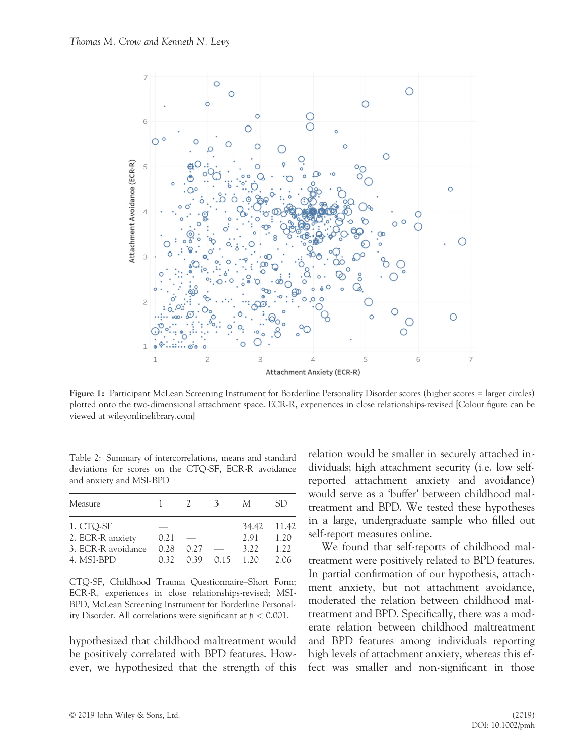**Figure 1:** Participant McLean Screening Instrument for Borderline Personality Disorder scores (higher scores = larger circles) plotted onto the two-dimensional attachment space. ECR-R, experiences in close relationships-revised [Colour figure can be viewed at wileyonlinelibrary.com]

Table 2: Summary of intercorrelations, means and standard deviations for scores on the CTQ-SF, ECR-R avoidance and anxiety and MSI-BPD

| Measure | 1 | 2 | 3 | M | SD |
|---|---|---|---|---|---|
| 1. CTQ-SF | — | | | 34.42 | 11.42 |
| 2. ECR-R anxiety | 0.21 | — | | 2.91 | 1.20 |
| 3. ECR-R avoidance | 0.28 | 0.27 | — | 3.22 | 1.22 |
| 4. MSI-BPD | 0.32 | 0.39 | 0.15 | 1.20 | 2.06 |

CTQ-SF, Childhood Trauma Questionnaire–Short Form; ECR-R, experiences in close relationships-revised; MSI-BPD, McLean Screening Instrument for Borderline Personality Disorder. All correlations were significant at $p < 0.001$.

hypothesized that childhood maltreatment would be positively correlated with BPD features. However, we hypothesized that the strength of this relation would be smaller in securely attached individuals; high attachment security (i.e. low self-reported attachment anxiety and avoidance) would serve as a 'buffer' between childhood maltreatment and BPD. We tested these hypotheses in a large, undergraduate sample who filled out self-report measures online.

We found that self-reports of childhood maltreatment were positively related to BPD features. In partial confirmation of our hypothesis, attachment anxiety, but not attachment avoidance, moderated the relation between childhood maltreatment and BPD. Specifically, there was a moderate relation between childhood maltreatment and BPD features among individuals reporting high levels of attachment anxiety, whereas this effect was smaller and non-significant in those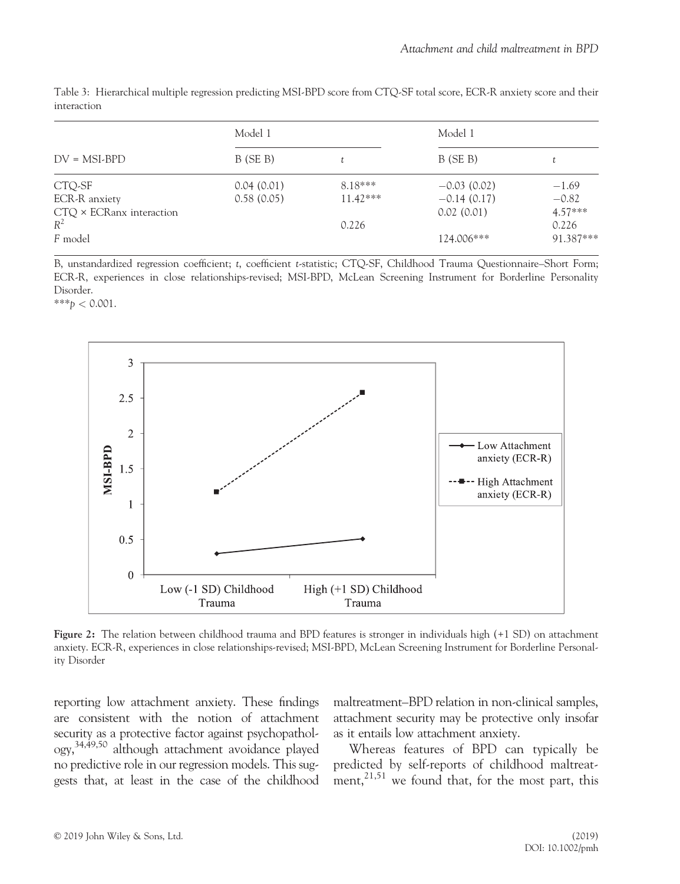Table 3: Hierarchical multiple regression predicting MSI-BPD score from CTQ-SF total score, ECR-R anxiety score and their interaction

| | Model 1 | | Model 1 | |
|---|---|---|---|---|
| DV = MSI-BPD | B (SE B) | *t* | B (SE B) | *t* |
| CTQ-SF | 0.04 (0.01) | 8.18*** | −0.03 (0.02) | −1.69 |
| ECR-R anxiety | 0.58 (0.05) | 11.42*** | −0.14 (0.17) | −0.82 |
| CTQ × ECRanx interaction | | | 0.02 (0.01) | 4.57*** |
| $R^2$ | | 0.226 | | 0.226 |
| *F* model | | | 124.006*** | 91.387*** |

B, unstandardized regression coefficient; *t*, coefficient *t*-statistic; CTQ-SF, Childhood Trauma Questionnaire–Short Form; ECR-R, experiences in close relationships-revised; MSI-BPD, McLean Screening Instrument for Borderline Personality Disorder.

***$p < 0.001$.

**Figure 2:** The relation between childhood trauma and BPD features is stronger in individuals high (+1 SD) on attachment anxiety. ECR-R, experiences in close relationships-revised; MSI-BPD, McLean Screening Instrument for Borderline Personality Disorder

reporting low attachment anxiety. These findings are consistent with the notion of attachment security as a protective factor against psychopathology,[34,49,50] although attachment avoidance played no predictive role in our regression models. This suggests that, at least in the case of the childhood maltreatment–BPD relation in non-clinical samples, attachment security may be protective only insofar as it entails low attachment anxiety.

Whereas features of BPD can typically be predicted by self-reports of childhood maltreatment,[21,51] we found that, for the most part, this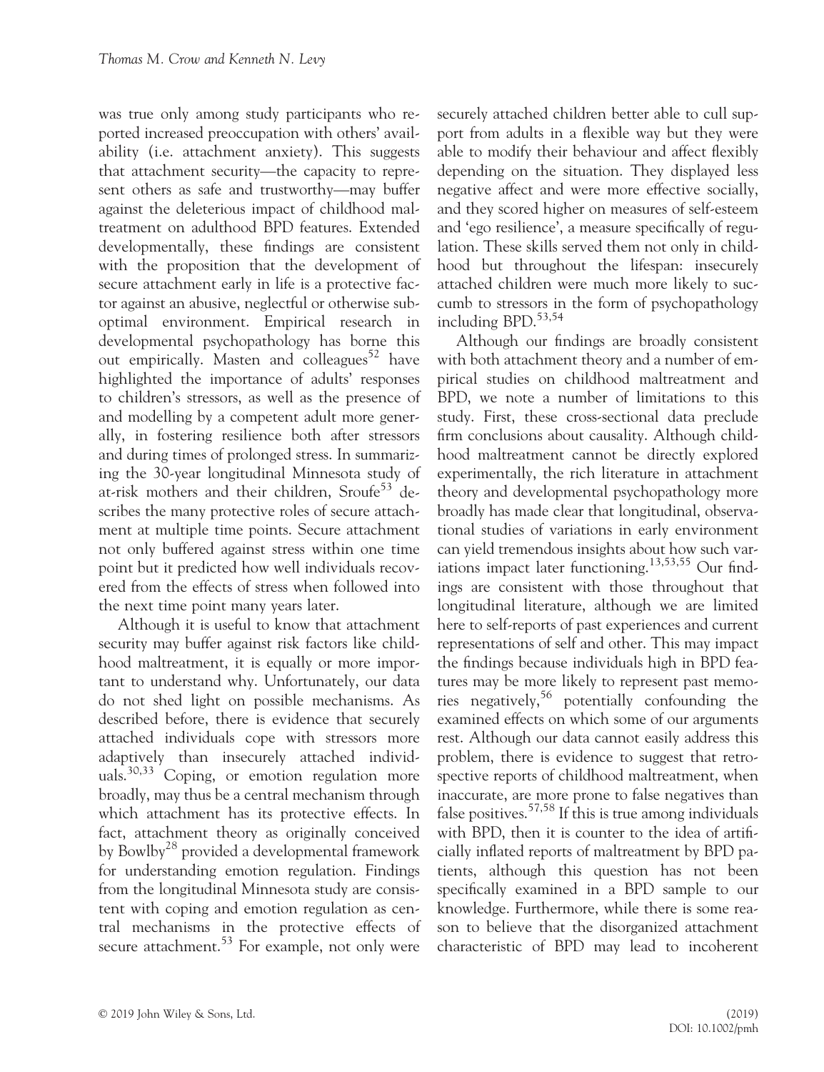was true only among study participants who reported increased preoccupation with others' availability (i.e. attachment anxiety). This suggests that attachment security—the capacity to represent others as safe and trustworthy—may buffer against the deleterious impact of childhood maltreatment on adulthood BPD features. Extended developmentally, these findings are consistent with the proposition that the development of secure attachment early in life is a protective factor against an abusive, neglectful or otherwise suboptimal environment. Empirical research in developmental psychopathology has borne this out empirically. Masten and colleagues[52] have highlighted the importance of adults' responses to children's stressors, as well as the presence of and modelling by a competent adult more generally, in fostering resilience both after stressors and during times of prolonged stress. In summarizing the 30-year longitudinal Minnesota study of at-risk mothers and their children, Sroufe[53] describes the many protective roles of secure attachment at multiple time points. Secure attachment not only buffered against stress within one time point but it predicted how well individuals recovered from the effects of stress when followed into the next time point many years later.

Although it is useful to know that attachment security may buffer against risk factors like childhood maltreatment, it is equally or more important to understand why. Unfortunately, our data do not shed light on possible mechanisms. As described before, there is evidence that securely attached individuals cope with stressors more adaptively than insecurely attached individuals.[30,33] Coping, or emotion regulation more broadly, may thus be a central mechanism through which attachment has its protective effects. In fact, attachment theory as originally conceived by Bowlby[28] provided a developmental framework for understanding emotion regulation. Findings from the longitudinal Minnesota study are consistent with coping and emotion regulation as central mechanisms in the protective effects of secure attachment.[53] For example, not only were securely attached children better able to cull support from adults in a flexible way but they were able to modify their behaviour and affect flexibly depending on the situation. They displayed less negative affect and were more effective socially, and they scored higher on measures of self-esteem and 'ego resilience', a measure specifically of regulation. These skills served them not only in childhood but throughout the lifespan: insecurely attached children were much more likely to succumb to stressors in the form of psychopathology including BPD.[53,54]

Although our findings are broadly consistent with both attachment theory and a number of empirical studies on childhood maltreatment and BPD, we note a number of limitations to this study. First, these cross-sectional data preclude firm conclusions about causality. Although childhood maltreatment cannot be directly explored experimentally, the rich literature in attachment theory and developmental psychopathology more broadly has made clear that longitudinal, observational studies of variations in early environment can yield tremendous insights about how such variations impact later functioning.[13,53,55] Our findings are consistent with those throughout that longitudinal literature, although we are limited here to self-reports of past experiences and current representations of self and other. This may impact the findings because individuals high in BPD features may be more likely to represent past memories negatively,[56] potentially confounding the examined effects on which some of our arguments rest. Although our data cannot easily address this problem, there is evidence to suggest that retrospective reports of childhood maltreatment, when inaccurate, are more prone to false negatives than false positives.[57,58] If this is true among individuals with BPD, then it is counter to the idea of artificially inflated reports of maltreatment by BPD patients, although this question has not been specifically examined in a BPD sample to our knowledge. Furthermore, while there is some reason to believe that the disorganized attachment characteristic of BPD may lead to incoherent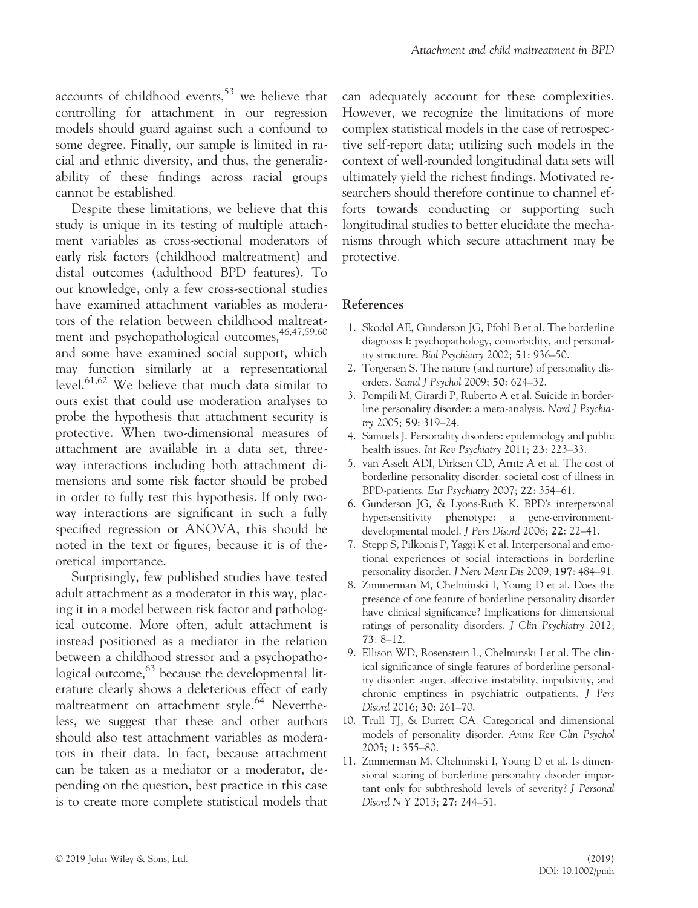accounts of childhood events,[53] we believe that controlling for attachment in our regression models should guard against such a confound to some degree. Finally, our sample is limited in racial and ethnic diversity, and thus, the generalizability of these findings across racial groups cannot be established.

Despite these limitations, we believe that this study is unique in its testing of multiple attachment variables as cross-sectional moderators of early risk factors (childhood maltreatment) and distal outcomes (adulthood BPD features). To our knowledge, only a few cross-sectional studies have examined attachment variables as moderators of the relation between childhood maltreatment and psychopathological outcomes,[46,47,59,60] and some have examined social support, which may function similarly at a representational level.[61,62] We believe that much data similar to ours exist that could use moderation analyses to probe the hypothesis that attachment security is protective. When two-dimensional measures of attachment are available in a data set, three-way interactions including both attachment dimensions and some risk factor should be probed in order to fully test this hypothesis. If only two-way interactions are significant in such a fully specified regression or ANOVA, this should be noted in the text or figures, because it is of theoretical importance.

Surprisingly, few published studies have tested adult attachment as a moderator in this way, placing it in a model between risk factor and pathological outcome. More often, adult attachment is instead positioned as a mediator in the relation between a childhood stressor and a psychopathological outcome,[63] because the developmental literature clearly shows a deleterious effect of early maltreatment on attachment style.[64] Nevertheless, we suggest that these and other authors should also test attachment variables as moderators in their data. In fact, because attachment can be taken as a mediator or a moderator, depending on the question, best practice in this case is to create more complete statistical models that can adequately account for these complexities. However, we recognize the limitations of more complex statistical models in the case of retrospective self-report data; utilizing such models in the context of well-rounded longitudinal data sets will ultimately yield the richest findings. Motivated researchers should therefore continue to channel efforts towards conducting or supporting such longitudinal studies to better elucidate the mechanisms through which secure attachment may be protective.

## References

1. Skodol AE, Gunderson JG, Pfohl B et al. The borderline diagnosis I: psychopathology, comorbidity, and personality structure. *Biol Psychiatry* 2002; **51**: 936–50.
2. Torgersen S. The nature (and nurture) of personality disorders. *Scand J Psychol* 2009; **50**: 624–32.
3. Pompili M, Girardi P, Ruberto A et al. Suicide in borderline personality disorder: a meta-analysis. *Nord J Psychiatry* 2005; **59**: 319–24.
4. Samuels J. Personality disorders: epidemiology and public health issues. *Int Rev Psychiatry* 2011; **23**: 223–33.
5. van Asselt ADI, Dirksen CD, Arntz A et al. The cost of borderline personality disorder: societal cost of illness in BPD-patients. *Eur Psychiatry* 2007; **22**: 354–61.
6. Gunderson JG, & Lyons-Ruth K. BPD's interpersonal hypersensitivity phenotype: a gene-environment-developmental model. *J Pers Disord* 2008; **22**: 22–41.
7. Stepp S, Pilkonis P, Yaggi K et al. Interpersonal and emotional experiences of social interactions in borderline personality disorder. *J Nerv Ment Dis* 2009; **197**: 484–91.
8. Zimmerman M, Chelminski I, Young D et al. Does the presence of one feature of borderline personality disorder have clinical significance? Implications for dimensional ratings of personality disorders. *J Clin Psychiatry* 2012; **73**: 8–12.
9. Ellison WD, Rosenstein L, Chelminski I et al. The clinical significance of single features of borderline personality disorder: anger, affective instability, impulsivity, and chronic emptiness in psychiatric outpatients. *J Pers Disord* 2016; **30**: 261–70.
10. Trull TJ, & Durrett CA. Categorical and dimensional models of personality disorder. *Annu Rev Clin Psychol* 2005; **1**: 355–80.
11. Zimmerman M, Chelminski I, Young D et al. Is dimensional scoring of borderline personality disorder important only for subthreshold levels of severity? *J Personal Disord N Y* 2013; **27**: 244–51.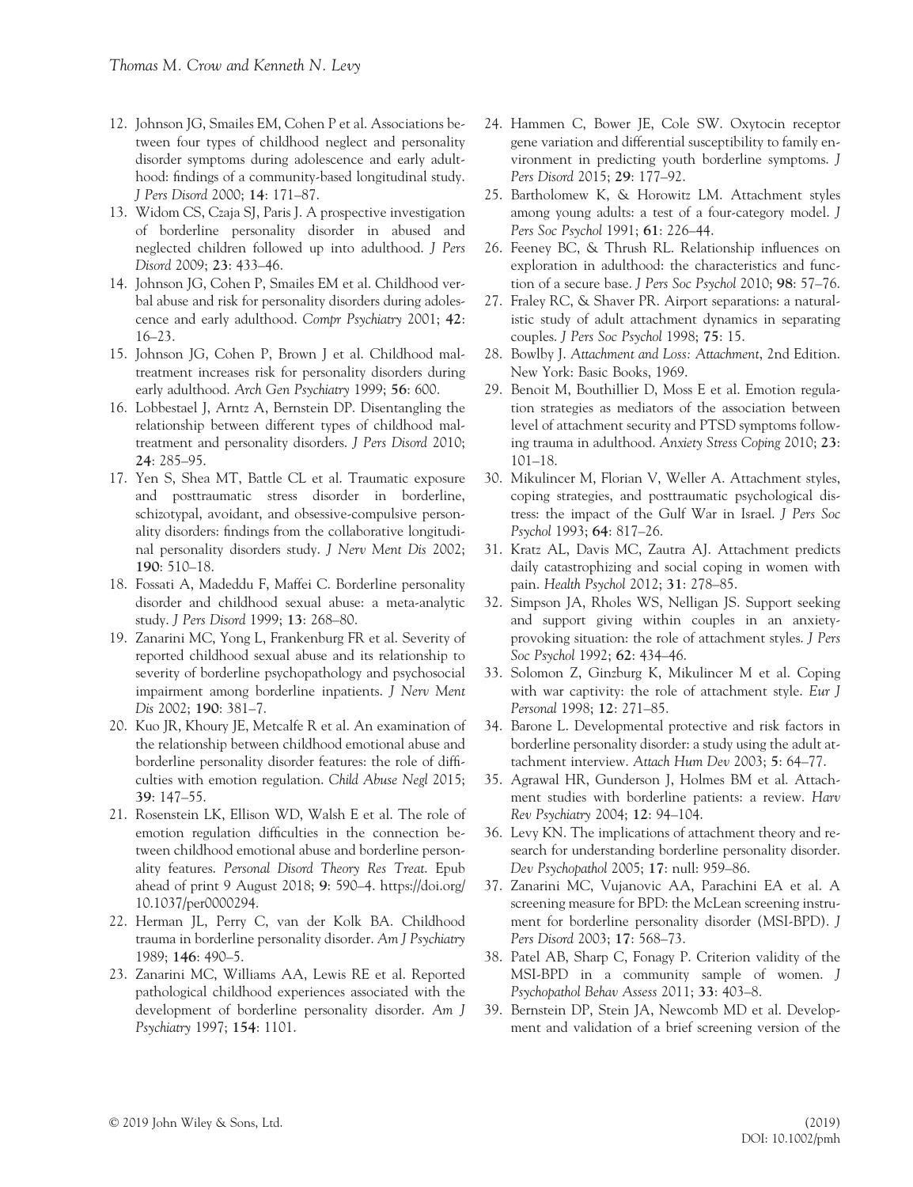12. Johnson JG, Smailes EM, Cohen P et al. Associations between four types of childhood neglect and personality disorder symptoms during adolescence and early adulthood: findings of a community-based longitudinal study. *J Pers Disord* 2000; **14**: 171–87.
13. Widom CS, Czaja SJ, Paris J. A prospective investigation of borderline personality disorder in abused and neglected children followed up into adulthood. *J Pers Disord* 2009; **23**: 433–46.
14. Johnson JG, Cohen P, Smailes EM et al. Childhood verbal abuse and risk for personality disorders during adolescence and early adulthood. *Compr Psychiatry* 2001; **42**: 16–23.
15. Johnson JG, Cohen P, Brown J et al. Childhood maltreatment increases risk for personality disorders during early adulthood. *Arch Gen Psychiatry* 1999; **56**: 600.
16. Lobbestael J, Arntz A, Bernstein DP. Disentangling the relationship between different types of childhood maltreatment and personality disorders. *J Pers Disord* 2010; **24**: 285–95.
17. Yen S, Shea MT, Battle CL et al. Traumatic exposure and posttraumatic stress disorder in borderline, schizotypal, avoidant, and obsessive-compulsive personality disorders: findings from the collaborative longitudinal personality disorders study. *J Nerv Ment Dis* 2002; **190**: 510–18.
18. Fossati A, Madeddu F, Maffei C. Borderline personality disorder and childhood sexual abuse: a meta-analytic study. *J Pers Disord* 1999; **13**: 268–80.
19. Zanarini MC, Yong L, Frankenburg FR et al. Severity of reported childhood sexual abuse and its relationship to severity of borderline psychopathology and psychosocial impairment among borderline inpatients. *J Nerv Ment Dis* 2002; **190**: 381–7.
20. Kuo JR, Khoury JE, Metcalfe R et al. An examination of the relationship between childhood emotional abuse and borderline personality disorder features: the role of difficulties with emotion regulation. *Child Abuse Negl* 2015; **39**: 147–55.
21. Rosenstein LK, Ellison WD, Walsh E et al. The role of emotion regulation difficulties in the connection between childhood emotional abuse and borderline personality features. *Personal Disord Theory Res Treat.* Epub ahead of print 9 August 2018; **9**: 590–4. https://doi.org/10.1037/per0000294.
22. Herman JL, Perry C, van der Kolk BA. Childhood trauma in borderline personality disorder. *Am J Psychiatry* 1989; **146**: 490–5.
23. Zanarini MC, Williams AA, Lewis RE et al. Reported pathological childhood experiences associated with the development of borderline personality disorder. *Am J Psychiatry* 1997; **154**: 1101.
24. Hammen C, Bower JE, Cole SW. Oxytocin receptor gene variation and differential susceptibility to family environment in predicting youth borderline symptoms. *J Pers Disord* 2015; **29**: 177–92.
25. Bartholomew K, & Horowitz LM. Attachment styles among young adults: a test of a four-category model. *J Pers Soc Psychol* 1991; **61**: 226–44.
26. Feeney BC, & Thrush RL. Relationship influences on exploration in adulthood: the characteristics and function of a secure base. *J Pers Soc Psychol* 2010; **98**: 57–76.
27. Fraley RC, & Shaver PR. Airport separations: a naturalistic study of adult attachment dynamics in separating couples. *J Pers Soc Psychol* 1998; **75**: 15.
28. Bowlby J. *Attachment and Loss: Attachment*, 2nd Edition. New York: Basic Books, 1969.
29. Benoit M, Bouthillier D, Moss E et al. Emotion regulation strategies as mediators of the association between level of attachment security and PTSD symptoms following trauma in adulthood. *Anxiety Stress Coping* 2010; **23**: 101–18.
30. Mikulincer M, Florian V, Weller A. Attachment styles, coping strategies, and posttraumatic psychological distress: the impact of the Gulf War in Israel. *J Pers Soc Psychol* 1993; **64**: 817–26.
31. Kratz AL, Davis MC, Zautra AJ. Attachment predicts daily catastrophizing and social coping in women with pain. *Health Psychol* 2012; **31**: 278–85.
32. Simpson JA, Rholes WS, Nelligan JS. Support seeking and support giving within couples in an anxiety-provoking situation: the role of attachment styles. *J Pers Soc Psychol* 1992; **62**: 434–46.
33. Solomon Z, Ginzburg K, Mikulincer M et al. Coping with war captivity: the role of attachment style. *Eur J Personal* 1998; **12**: 271–85.
34. Barone L. Developmental protective and risk factors in borderline personality disorder: a study using the adult attachment interview. *Attach Hum Dev* 2003; **5**: 64–77.
35. Agrawal HR, Gunderson J, Holmes BM et al. Attachment studies with borderline patients: a review. *Harv Rev Psychiatry* 2004; **12**: 94–104.
36. Levy KN. The implications of attachment theory and research for understanding borderline personality disorder. *Dev Psychopathol* 2005; **17**: null: 959–86.
37. Zanarini MC, Vujanovic AA, Parachini EA et al. A screening measure for BPD: the McLean screening instrument for borderline personality disorder (MSI-BPD). *J Pers Disord* 2003; **17**: 568–73.
38. Patel AB, Sharp C, Fonagy P. Criterion validity of the MSI-BPD in a community sample of women. *J Psychopathol Behav Assess* 2011; **33**: 403–8.
39. Bernstein DP, Stein JA, Newcomb MD et al. Development and validation of a brief screening version of the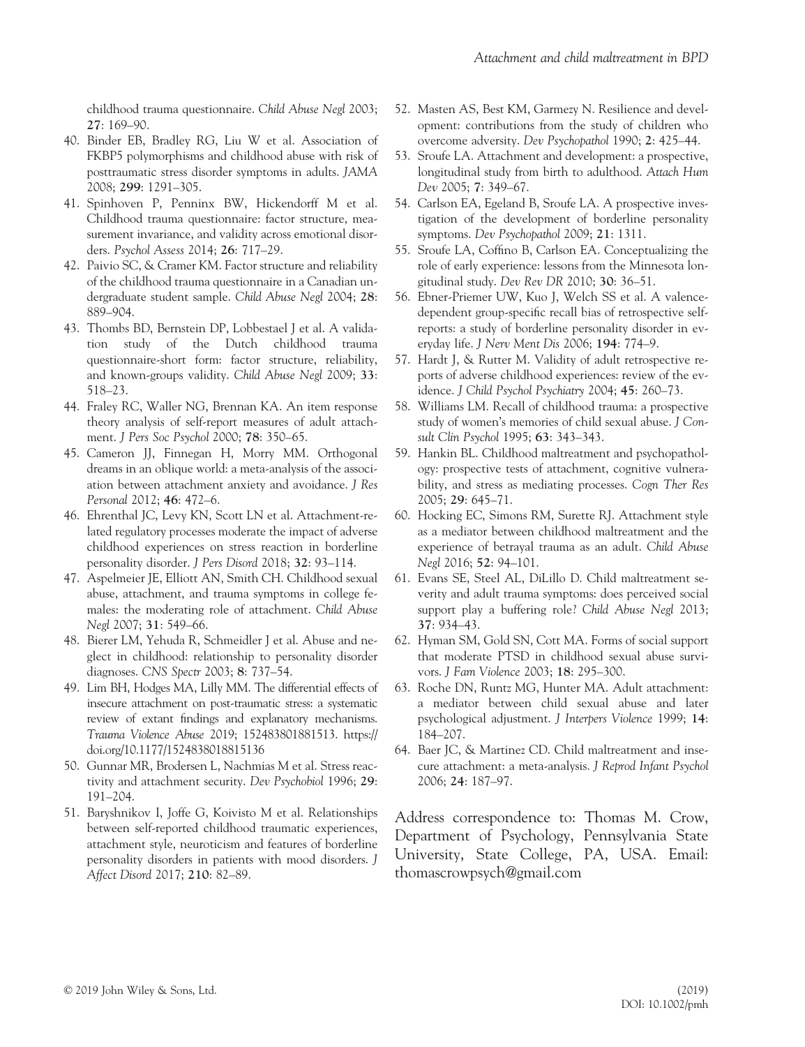childhood trauma questionnaire. *Child Abuse Negl* 2003; **27**: 169–90.

40. Binder EB, Bradley RG, Liu W et al. Association of FKBP5 polymorphisms and childhood abuse with risk of posttraumatic stress disorder symptoms in adults. *JAMA* 2008; **299**: 1291–305.
41. Spinhoven P, Penninx BW, Hickendorff M et al. Childhood trauma questionnaire: factor structure, measurement invariance, and validity across emotional disorders. *Psychol Assess* 2014; **26**: 717–29.
42. Paivio SC, & Cramer KM. Factor structure and reliability of the childhood trauma questionnaire in a Canadian undergraduate student sample. *Child Abuse Negl* 2004; **28**: 889–904.
43. Thombs BD, Bernstein DP, Lobbestael J et al. A validation study of the Dutch childhood trauma questionnaire-short form: factor structure, reliability, and known-groups validity. *Child Abuse Negl* 2009; **33**: 518–23.
44. Fraley RC, Waller NG, Brennan KA. An item response theory analysis of self-report measures of adult attachment. *J Pers Soc Psychol* 2000; **78**: 350–65.
45. Cameron JJ, Finnegan H, Morry MM. Orthogonal dreams in an oblique world: a meta-analysis of the association between attachment anxiety and avoidance. *J Res Personal* 2012; **46**: 472–6.
46. Ehrenthal JC, Levy KN, Scott LN et al. Attachment-related regulatory processes moderate the impact of adverse childhood experiences on stress reaction in borderline personality disorder. *J Pers Disord* 2018; **32**: 93–114.
47. Aspelmeier JE, Elliott AN, Smith CH. Childhood sexual abuse, attachment, and trauma symptoms in college females: the moderating role of attachment. *Child Abuse Negl* 2007; **31**: 549–66.
48. Bierer LM, Yehuda R, Schmeidler J et al. Abuse and neglect in childhood: relationship to personality disorder diagnoses. *CNS Spectr* 2003; **8**: 737–54.
49. Lim BH, Hodges MA, Lilly MM. The differential effects of insecure attachment on post-traumatic stress: a systematic review of extant findings and explanatory mechanisms. *Trauma Violence Abuse* 2019; 152483801881513. https://doi.org/10.1177/1524838018815136
50. Gunnar MR, Brodersen L, Nachmias M et al. Stress reactivity and attachment security. *Dev Psychobiol* 1996; **29**: 191–204.
51. Baryshnikov I, Joffe G, Koivisto M et al. Relationships between self-reported childhood traumatic experiences, attachment style, neuroticism and features of borderline personality disorders in patients with mood disorders. *J Affect Disord* 2017; **210**: 82–89.
52. Masten AS, Best KM, Garmezy N. Resilience and development: contributions from the study of children who overcome adversity. *Dev Psychopathol* 1990; **2**: 425–44.
53. Sroufe LA. Attachment and development: a prospective, longitudinal study from birth to adulthood. *Attach Hum Dev* 2005; **7**: 349–67.
54. Carlson EA, Egeland B, Sroufe LA. A prospective investigation of the development of borderline personality symptoms. *Dev Psychopathol* 2009; **21**: 1311.
55. Sroufe LA, Coffino B, Carlson EA. Conceptualizing the role of early experience: lessons from the Minnesota longitudinal study. *Dev Rev DR* 2010; **30**: 36–51.
56. Ebner-Priemer UW, Kuo J, Welch SS et al. A valence-dependent group-specific recall bias of retrospective self-reports: a study of borderline personality disorder in everyday life. *J Nerv Ment Dis* 2006; **194**: 774–9.
57. Hardt J, & Rutter M. Validity of adult retrospective reports of adverse childhood experiences: review of the evidence. *J Child Psychol Psychiatry* 2004; **45**: 260–73.
58. Williams LM. Recall of childhood trauma: a prospective study of women's memories of child sexual abuse. *J Consult Clin Psychol* 1995; **63**: 343–343.
59. Hankin BL. Childhood maltreatment and psychopathology: prospective tests of attachment, cognitive vulnerability, and stress as mediating processes. *Cogn Ther Res* 2005; **29**: 645–71.
60. Hocking EC, Simons RM, Surette RJ. Attachment style as a mediator between childhood maltreatment and the experience of betrayal trauma as an adult. *Child Abuse Negl* 2016; **52**: 94–101.
61. Evans SE, Steel AL, DiLillo D. Child maltreatment severity and adult trauma symptoms: does perceived social support play a buffering role? *Child Abuse Negl* 2013; **37**: 934–43.
62. Hyman SM, Gold SN, Cott MA. Forms of social support that moderate PTSD in childhood sexual abuse survivors. *J Fam Violence* 2003; **18**: 295–300.
63. Roche DN, Runtz MG, Hunter MA. Adult attachment: a mediator between child sexual abuse and later psychological adjustment. *J Interpers Violence* 1999; **14**: 184–207.
64. Baer JC, & Martinez CD. Child maltreatment and insecure attachment: a meta-analysis. *J Reprod Infant Psychol* 2006; **24**: 187–97.

Address correspondence to: Thomas M. Crow, Department of Psychology, Pennsylvania State University, State College, PA, USA. Email: thomascrowpsych@gmail.com

© 2019 John Wiley & Sons, Ltd. (2019) DOI: 10.1002/pmh